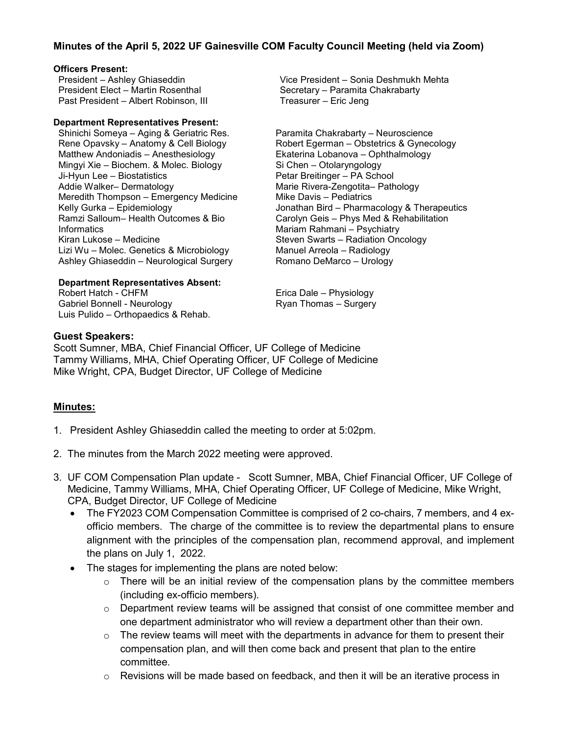**Minutes of the April 5, 2022 UF Gainesville COM Faculty Council Meeting (held via Zoom)**

**Officers Present:**

President – Ashley Ghiaseddin
President Elect – Martin Rosenthal
Past President – Albert Robinson, III
Vice President – Sonia Deshmukh Mehta
Secretary – Paramita Chakrabarty
Treasurer – Eric Jeng

**Department Representatives Present:**

Shinichi Someya – Aging & Geriatric Res.
Rene Opavsky – Anatomy & Cell Biology
Matthew Andoniadis – Anesthesiology
Mingyi Xie – Biochem. & Molec. Biology
Ji-Hyun Lee – Biostatistics
Addie Walker– Dermatology
Meredith Thompson – Emergency Medicine
Kelly Gurka – Epidemiology
Ramzi Salloum– Health Outcomes & Bio Informatics
Kiran Lukose – Medicine
Lizi Wu – Molec. Genetics & Microbiology
Ashley Ghiaseddin – Neurological Surgery
Paramita Chakrabarty – Neuroscience
Robert Egerman – Obstetrics & Gynecology
Ekaterina Lobanova – Ophthalmology
Si Chen – Otolaryngology
Petar Breitinger – PA School
Marie Rivera-Zengotita– Pathology
Mike Davis – Pediatrics
Jonathan Bird – Pharmacology & Therapeutics
Carolyn Geis – Phys Med & Rehabilitation
Mariam Rahmani – Psychiatry
Steven Swarts – Radiation Oncology
Manuel Arreola – Radiology
Romano DeMarco – Urology

**Department Representatives Absent:**

Robert Hatch - CHFM
Gabriel Bonnell - Neurology
Luis Pulido – Orthopaedics & Rehab.
Erica Dale – Physiology
Ryan Thomas – Surgery

**Guest Speakers:**

Scott Sumner, MBA, Chief Financial Officer, UF College of Medicine
Tammy Williams, MHA, Chief Operating Officer, UF College of Medicine
Mike Wright, CPA, Budget Director, UF College of Medicine

## Minutes:

1. President Ashley Ghiaseddin called the meeting to order at 5:02pm.
2. The minutes from the March 2022 meeting were approved.
3. UF COM Compensation Plan update - Scott Sumner, MBA, Chief Financial Officer, UF College of Medicine, Tammy Williams, MHA, Chief Operating Officer, UF College of Medicine, Mike Wright, CPA, Budget Director, UF College of Medicine
   - The FY2023 COM Compensation Committee is comprised of 2 co-chairs, 7 members, and 4 ex-officio members. The charge of the committee is to review the departmental plans to ensure alignment with the principles of the compensation plan, recommend approval, and implement the plans on July 1, 2022.
   - The stages for implementing the plans are noted below:
     - There will be an initial review of the compensation plans by the committee members (including ex-officio members).
     - Department review teams will be assigned that consist of one committee member and one department administrator who will review a department other than their own.
     - The review teams will meet with the departments in advance for them to present their compensation plan, and will then come back and present that plan to the entire committee.
     - Revisions will be made based on feedback, and then it will be an iterative process in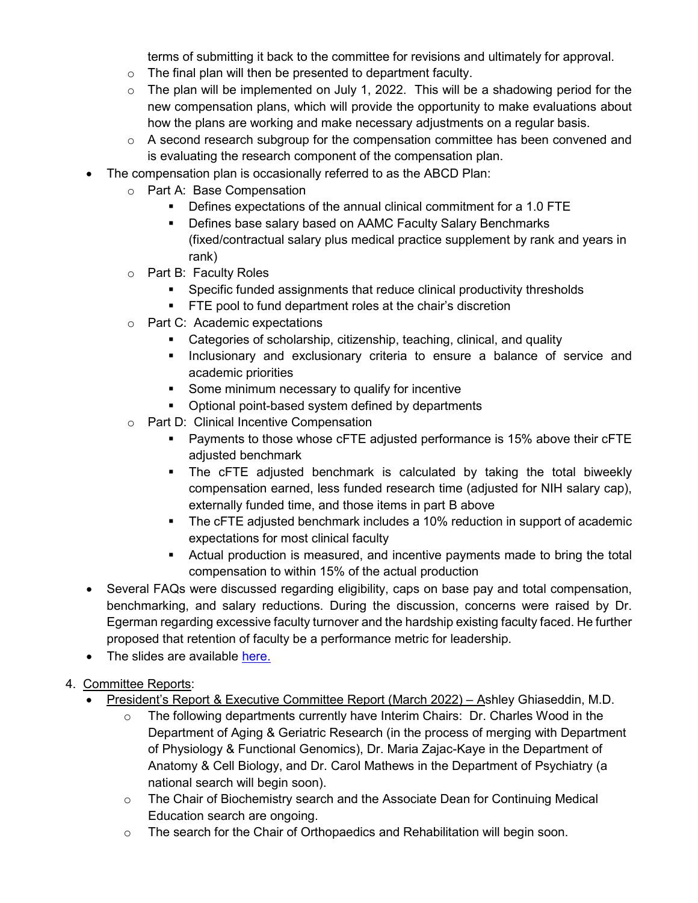terms of submitting it back to the committee for revisions and ultimately for approval.
  - The final plan will then be presented to department faculty.
  - The plan will be implemented on July 1, 2022. This will be a shadowing period for the new compensation plans, which will provide the opportunity to make evaluations about how the plans are working and make necessary adjustments on a regular basis.
  - A second research subgroup for the compensation committee has been convened and is evaluating the research component of the compensation plan.
- The compensation plan is occasionally referred to as the ABCD Plan:
  - Part A: Base Compensation
    - Defines expectations of the annual clinical commitment for a 1.0 FTE
    - Defines base salary based on AAMC Faculty Salary Benchmarks (fixed/contractual salary plus medical practice supplement by rank and years in rank)
  - Part B: Faculty Roles
    - Specific funded assignments that reduce clinical productivity thresholds
    - FTE pool to fund department roles at the chair's discretion
  - Part C: Academic expectations
    - Categories of scholarship, citizenship, teaching, clinical, and quality
    - Inclusionary and exclusionary criteria to ensure a balance of service and academic priorities
    - Some minimum necessary to qualify for incentive
    - Optional point-based system defined by departments
  - Part D: Clinical Incentive Compensation
    - Payments to those whose cFTE adjusted performance is 15% above their cFTE adjusted benchmark
    - The cFTE adjusted benchmark is calculated by taking the total biweekly compensation earned, less funded research time (adjusted for NIH salary cap), externally funded time, and those items in part B above
    - The cFTE adjusted benchmark includes a 10% reduction in support of academic expectations for most clinical faculty
    - Actual production is measured, and incentive payments made to bring the total compensation to within 15% of the actual production
- Several FAQs were discussed regarding eligibility, caps on base pay and total compensation, benchmarking, and salary reductions. During the discussion, concerns were raised by Dr. Egerman regarding excessive faculty turnover and the hardship existing faculty faced. He further proposed that retention of faculty be a performance metric for leadership.
- The slides are available here.

4. Committee Reports:
   - President's Report & Executive Committee Report (March 2022) – Ashley Ghiaseddin, M.D.
     - The following departments currently have Interim Chairs: Dr. Charles Wood in the Department of Aging & Geriatric Research (in the process of merging with Department of Physiology & Functional Genomics), Dr. Maria Zajac-Kaye in the Department of Anatomy & Cell Biology, and Dr. Carol Mathews in the Department of Psychiatry (a national search will begin soon).
     - The Chair of Biochemistry search and the Associate Dean for Continuing Medical Education search are ongoing.
     - The search for the Chair of Orthopaedics and Rehabilitation will begin soon.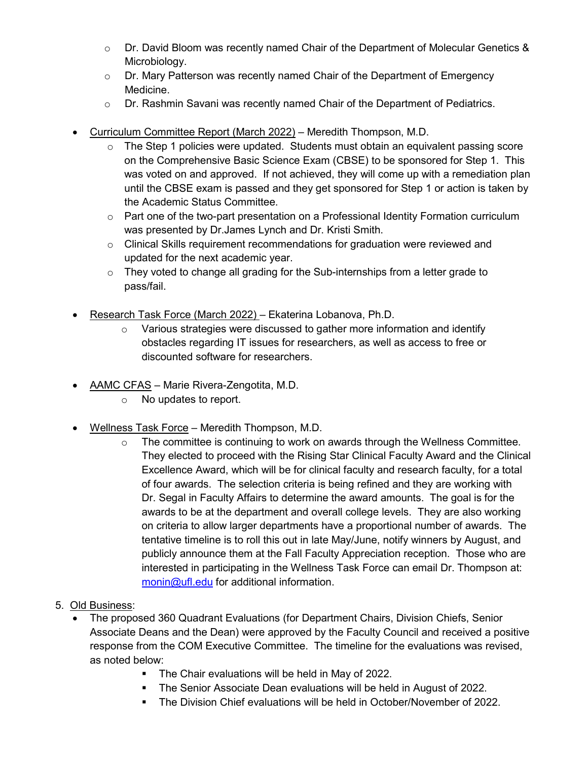- Dr. David Bloom was recently named Chair of the Department of Molecular Genetics & Microbiology.
  - Dr. Mary Patterson was recently named Chair of the Department of Emergency Medicine.
  - Dr. Rashmin Savani was recently named Chair of the Department of Pediatrics.

- Curriculum Committee Report (March 2022) – Meredith Thompson, M.D.
  - The Step 1 policies were updated. Students must obtain an equivalent passing score on the Comprehensive Basic Science Exam (CBSE) to be sponsored for Step 1. This was voted on and approved. If not achieved, they will come up with a remediation plan until the CBSE exam is passed and they get sponsored for Step 1 or action is taken by the Academic Status Committee.
  - Part one of the two-part presentation on a Professional Identity Formation curriculum was presented by Dr.James Lynch and Dr. Kristi Smith.
  - Clinical Skills requirement recommendations for graduation were reviewed and updated for the next academic year.
  - They voted to change all grading for the Sub-internships from a letter grade to pass/fail.

- Research Task Force (March 2022) – Ekaterina Lobanova, Ph.D.
  - Various strategies were discussed to gather more information and identify obstacles regarding IT issues for researchers, as well as access to free or discounted software for researchers.

- AAMC CFAS – Marie Rivera-Zengotita, M.D.
  - No updates to report.

- Wellness Task Force – Meredith Thompson, M.D.
  - The committee is continuing to work on awards through the Wellness Committee. They elected to proceed with the Rising Star Clinical Faculty Award and the Clinical Excellence Award, which will be for clinical faculty and research faculty, for a total of four awards. The selection criteria is being refined and they are working with Dr. Segal in Faculty Affairs to determine the award amounts. The goal is for the awards to be at the department and overall college levels. They are also working on criteria to allow larger departments have a proportional number of awards. The tentative timeline is to roll this out in late May/June, notify winners by August, and publicly announce them at the Fall Faculty Appreciation reception. Those who are interested in participating in the Wellness Task Force can email Dr. Thompson at: monin@ufl.edu for additional information.

5. Old Business:
   - The proposed 360 Quadrant Evaluations (for Department Chairs, Division Chiefs, Senior Associate Deans and the Dean) were approved by the Faculty Council and received a positive response from the COM Executive Committee. The timeline for the evaluations was revised, as noted below:
     - The Chair evaluations will be held in May of 2022.
     - The Senior Associate Dean evaluations will be held in August of 2022.
     - The Division Chief evaluations will be held in October/November of 2022.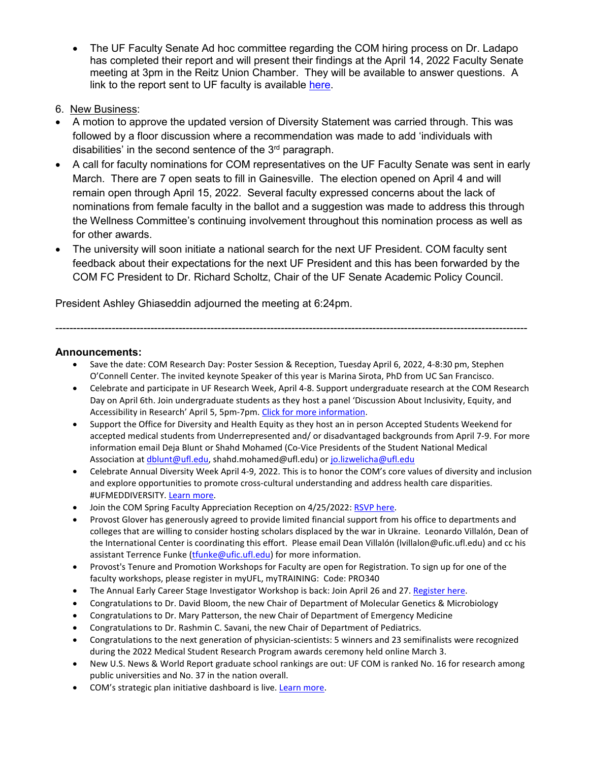- The UF Faculty Senate Ad hoc committee regarding the COM hiring process on Dr. Ladapo has completed their report and will present their findings at the April 14, 2022 Faculty Senate meeting at 3pm in the Reitz Union Chamber. They will be available to answer questions. A link to the report sent to UF faculty is available here.

6. New Business:

- A motion to approve the updated version of Diversity Statement was carried through. This was followed by a floor discussion where a recommendation was made to add 'individuals with disabilities' in the second sentence of the 3rd paragraph.
- A call for faculty nominations for COM representatives on the UF Faculty Senate was sent in early March. There are 7 open seats to fill in Gainesville. The election opened on April 4 and will remain open through April 15, 2022. Several faculty expressed concerns about the lack of nominations from female faculty in the ballot and a suggestion was made to address this through the Wellness Committee's continuing involvement throughout this nomination process as well as for other awards.
- The university will soon initiate a national search for the next UF President. COM faculty sent feedback about their expectations for the next UF President and this has been forwarded by the COM FC President to Dr. Richard Scholtz, Chair of the UF Senate Academic Policy Council.

President Ashley Ghiaseddin adjourned the meeting at 6:24pm.

---

**Announcements:**

- Save the date: COM Research Day: Poster Session & Reception, Tuesday April 6, 2022, 4-8:30 pm, Stephen O'Connell Center. The invited keynote Speaker of this year is Marina Sirota, PhD from UC San Francisco.
- Celebrate and participate in UF Research Week, April 4-8. Support undergraduate research at the COM Research Day on April 6th. Join undergraduate students as they host a panel 'Discussion About Inclusivity, Equity, and Accessibility in Research' April 5, 5pm-7pm. Click for more information.
- Support the Office for Diversity and Health Equity as they host an in person Accepted Students Weekend for accepted medical students from Underrepresented and/ or disadvantaged backgrounds from April 7-9. For more information email Deja Blunt or Shahd Mohamed (Co-Vice Presidents of the Student National Medical Association at dblunt@ufl.edu, shahd.mohamed@ufl.edu) or jo.lizwelicha@ufl.edu
- Celebrate Annual Diversity Week April 4-9, 2022. This is to honor the COM's core values of diversity and inclusion and explore opportunities to promote cross-cultural understanding and address health care disparities. #UFMEDDIVERSITY. Learn more.
- Join the COM Spring Faculty Appreciation Reception on 4/25/2022: RSVP here.
- Provost Glover has generously agreed to provide limited financial support from his office to departments and colleges that are willing to consider hosting scholars displaced by the war in Ukraine. Leonardo Villalón, Dean of the International Center is coordinating this effort. Please email Dean Villalón (lvillalon@ufic.ufl.edu) and cc his assistant Terrence Funke (tfunke@ufic.ufl.edu) for more information.
- Provost's Tenure and Promotion Workshops for Faculty are open for Registration. To sign up for one of the faculty workshops, please register in myUFL, myTRAINING: Code: PRO340
- The Annual Early Career Stage Investigator Workshop is back: Join April 26 and 27. Register here.
- Congratulations to Dr. David Bloom, the new Chair of Department of Molecular Genetics & Microbiology
- Congratulations to Dr. Mary Patterson, the new Chair of Department of Emergency Medicine
- Congratulations to Dr. Rashmin C. Savani, the new Chair of Department of Pediatrics.
- Congratulations to the next generation of physician-scientists: 5 winners and 23 semifinalists were recognized during the 2022 Medical Student Research Program awards ceremony held online March 3.
- New U.S. News & World Report graduate school rankings are out: UF COM is ranked No. 16 for research among public universities and No. 37 in the nation overall.
- COM's strategic plan initiative dashboard is live. Learn more.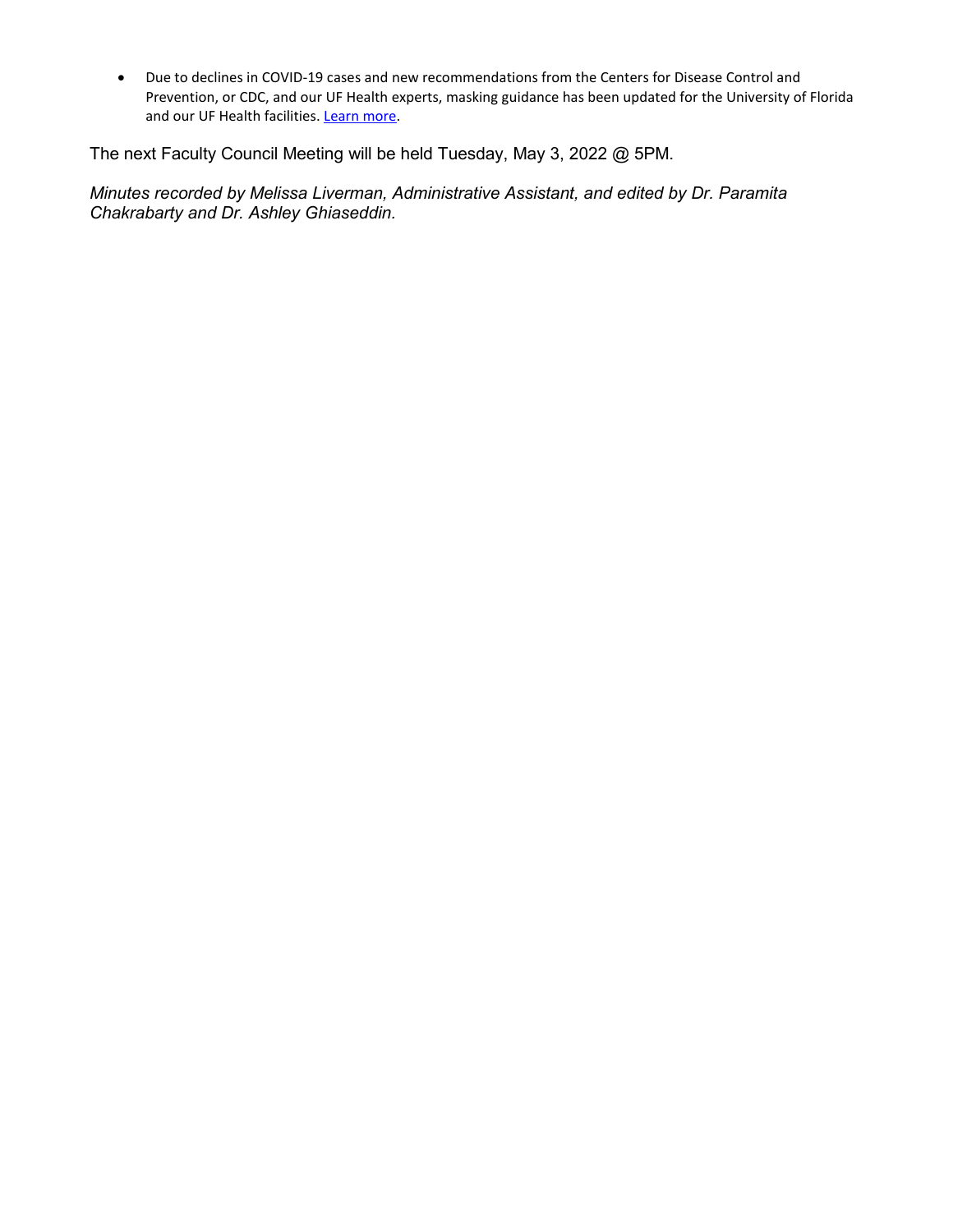- Due to declines in COVID-19 cases and new recommendations from the Centers for Disease Control and Prevention, or CDC, and our UF Health experts, masking guidance has been updated for the University of Florida and our UF Health facilities. Learn more.

The next Faculty Council Meeting will be held Tuesday, May 3, 2022 @ 5PM.

*Minutes recorded by Melissa Liverman, Administrative Assistant, and edited by Dr. Paramita Chakrabarty and Dr. Ashley Ghiaseddin.*